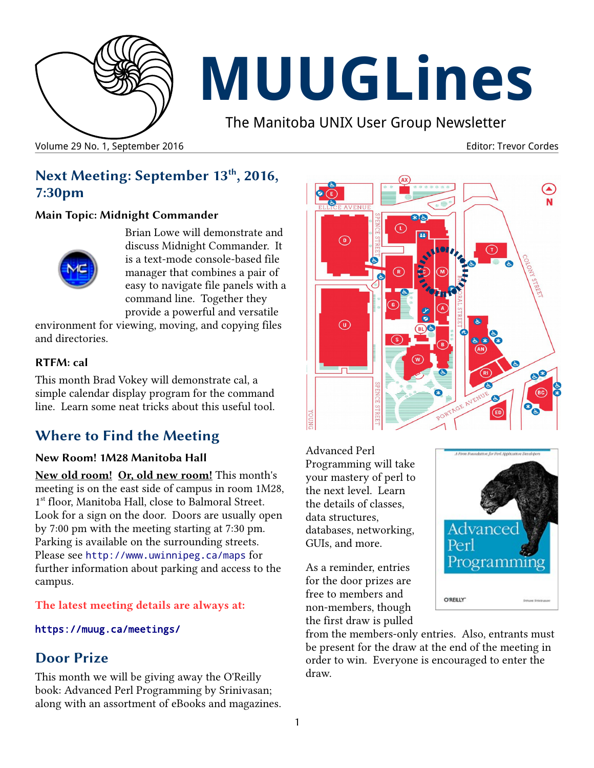# MUUGLines

The Manitoba UNIX User Group Newsletter

Volume 29 No. 1, September 2016 — Editor: Trevor Cordes

## Next Meeting: September 13th, 2016, 7:30pm

### Main Topic: Midnight Commander

Brian Lowe will demonstrate and discuss Midnight Commander. It is a text-mode console-based file manager that combines a pair of easy to navigate file panels with a command line. Together they provide a powerful and versatile environment for viewing, moving, and copying files and directories.

### RTFM: cal

This month Brad Vokey will demonstrate cal, a simple calendar display program for the command line. Learn some neat tricks about this useful tool.

## Where to Find the Meeting

### New Room! 1M28 Manitoba Hall

**New old room!** **Or, old new room!** This month's meeting is on the east side of campus in room 1M28, 1st floor, Manitoba Hall, close to Balmoral Street. Look for a sign on the door. Doors are usually open by 7:00 pm with the meeting starting at 7:30 pm. Parking is available on the surrounding streets. Please see `http://www.uwinnipeg.ca/maps` for further information about parking and access to the campus.

**The latest meeting details are always at:**

`https://muug.ca/meetings/`

## Door Prize

This month we will be giving away the O'Reilly book: Advanced Perl Programming by Srinivasan; along with an assortment of eBooks and magazines.

Advanced Perl Programming will take your mastery of perl to the next level. Learn the details of classes, data structures, databases, networking, GUIs, and more.

As a reminder, entries for the door prizes are free to members and non-members, though the first draw is pulled from the members-only entries. Also, entrants must be present for the draw at the end of the meeting in order to win. Everyone is encouraged to enter the draw.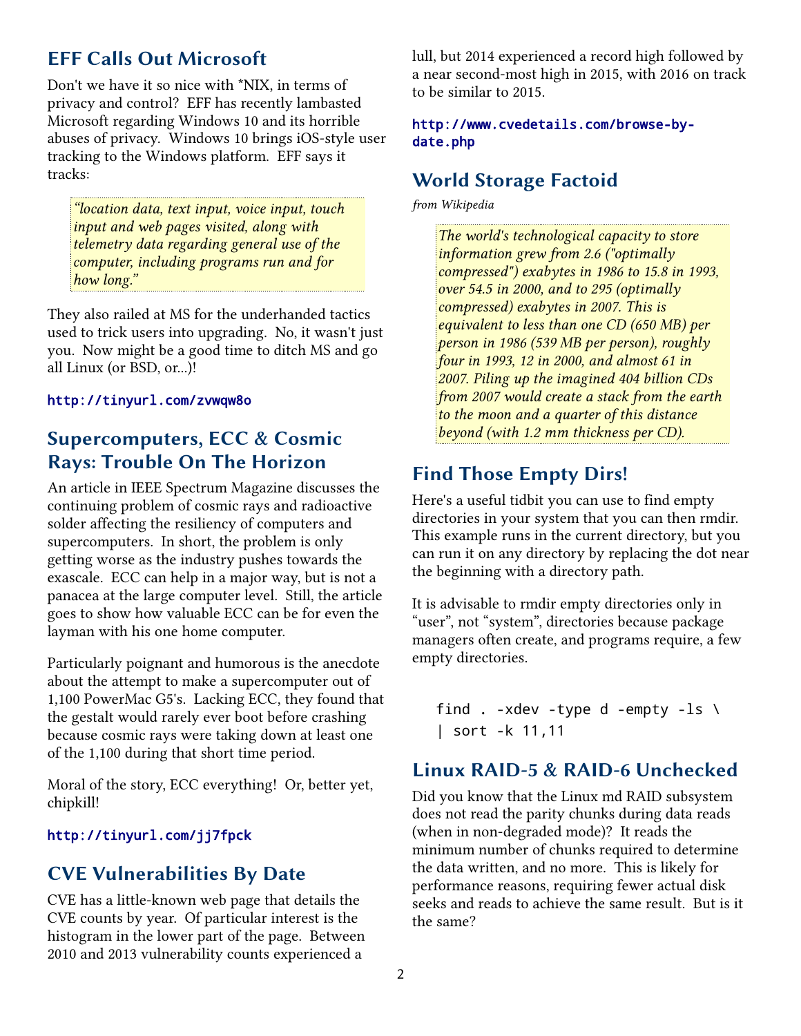## EFF Calls Out Microsoft

Don't we have it so nice with *NIX, in terms of privacy and control? EFF has recently lambasted Microsoft regarding Windows 10 and its horrible abuses of privacy. Windows 10 brings iOS-style user tracking to the Windows platform. EFF says it tracks:

> *"location data, text input, voice input, touch input and web pages visited, along with telemetry data regarding general use of the computer, including programs run and for how long."*

They also railed at MS for the underhanded tactics used to trick users into upgrading. No, it wasn't just you. Now might be a good time to ditch MS and go all Linux (or BSD, or...)!

http://tinyurl.com/zvwqw8o

## Supercomputers, ECC & Cosmic Rays: Trouble On The Horizon

An article in IEEE Spectrum Magazine discusses the continuing problem of cosmic rays and radioactive solder affecting the resiliency of computers and supercomputers. In short, the problem is only getting worse as the industry pushes towards the exascale. ECC can help in a major way, but is not a panacea at the large computer level. Still, the article goes to show how valuable ECC can be for even the layman with his one home computer.

Particularly poignant and humorous is the anecdote about the attempt to make a supercomputer out of 1,100 PowerMac G5's. Lacking ECC, they found that the gestalt would rarely ever boot before crashing because cosmic rays were taking down at least one of the 1,100 during that short time period.

Moral of the story, ECC everything! Or, better yet, chipkill!

http://tinyurl.com/jj7fpck

## CVE Vulnerabilities By Date

CVE has a little-known web page that details the CVE counts by year. Of particular interest is the histogram in the lower part of the page. Between 2010 and 2013 vulnerability counts experienced a lull, but 2014 experienced a record high followed by a near second-most high in 2015, with 2016 on track to be similar to 2015.

http://www.cvedetails.com/browse-by-date.php

## World Storage Factoid

*from Wikipedia*

> *The world's technological capacity to store information grew from 2.6 ("optimally compressed") exabytes in 1986 to 15.8 in 1993, over 54.5 in 2000, and to 295 (optimally compressed) exabytes in 2007. This is equivalent to less than one CD (650 MB) per person in 1986 (539 MB per person), roughly four in 1993, 12 in 2000, and almost 61 in 2007. Piling up the imagined 404 billion CDs from 2007 would create a stack from the earth to the moon and a quarter of this distance beyond (with 1.2 mm thickness per CD).*

## Find Those Empty Dirs!

Here's a useful tidbit you can use to find empty directories in your system that you can then rmdir. This example runs in the current directory, but you can run it on any directory by replacing the dot near the beginning with a directory path.

It is advisable to rmdir empty directories only in "user", not "system", directories because package managers often create, and programs require, a few empty directories.

```
find . -xdev -type d -empty -ls \
| sort -k 11,11
```

## Linux RAID-5 & RAID-6 Unchecked

Did you know that the Linux md RAID subsystem does not read the parity chunks during data reads (when in non-degraded mode)? It reads the minimum number of chunks required to determine the data written, and no more. This is likely for performance reasons, requiring fewer actual disk seeks and reads to achieve the same result. But is it the same?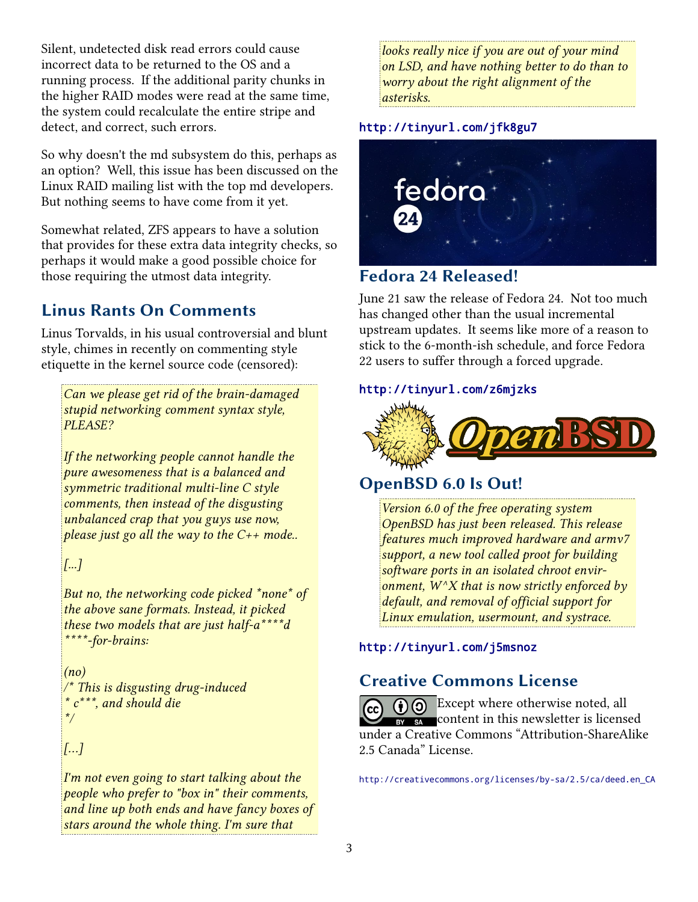Silent, undetected disk read errors could cause incorrect data to be returned to the OS and a running process. If the additional parity chunks in the higher RAID modes were read at the same time, the system could recalculate the entire stripe and detect, and correct, such errors.

So why doesn't the md subsystem do this, perhaps as an option? Well, this issue has been discussed on the Linux RAID mailing list with the top md developers. But nothing seems to have come from it yet.

Somewhat related, ZFS appears to have a solution that provides for these extra data integrity checks, so perhaps it would make a good possible choice for those requiring the utmost data integrity.

## Linus Rants On Comments

Linus Torvalds, in his usual controversial and blunt style, chimes in recently on commenting style etiquette in the kernel source code (censored):

> *Can we please get rid of the brain-damaged stupid networking comment syntax style, PLEASE?*
>
> *If the networking people cannot handle the pure awesomeness that is a balanced and symmetric traditional multi-line C style comments, then instead of the disgusting unbalanced crap that you guys use now, please just go all the way to the C++ mode..*
>
> *[...]*
>
> *But no, the networking code picked *none* of the above sane formats. Instead, it picked these two models that are just half-a****d ****-for-brains:*
>
> *(no)*
> */* This is disgusting drug-induced*
> ** c***, and should die*
> **/*
>
> *[...]*
>
> *I'm not even going to start talking about the people who prefer to "box in" their comments, and line up both ends and have fancy boxes of stars around the whole thing. I'm sure that looks really nice if you are out of your mind on LSD, and have nothing better to do than to worry about the right alignment of the asterisks.*

http://tinyurl.com/jfk8gu7

## Fedora 24 Released!

June 21 saw the release of Fedora 24. Not too much has changed other than the usual incremental upstream updates. It seems like more of a reason to stick to the 6-month-ish schedule, and force Fedora 22 users to suffer through a forced upgrade.

http://tinyurl.com/z6mjzks

## OpenBSD 6.0 Is Out!

> *Version 6.0 of the free operating system OpenBSD has just been released. This release features much improved hardware and armv7 support, a new tool called proot for building software ports in an isolated chroot environment, W^X that is now strictly enforced by default, and removal of official support for Linux emulation, usermount, and systrace.*

http://tinyurl.com/j5msnoz

## Creative Commons License

Except where otherwise noted, all content in this newsletter is licensed under a Creative Commons "Attribution-ShareAlike 2.5 Canada" License.

http://creativecommons.org/licenses/by-sa/2.5/ca/deed.en_CA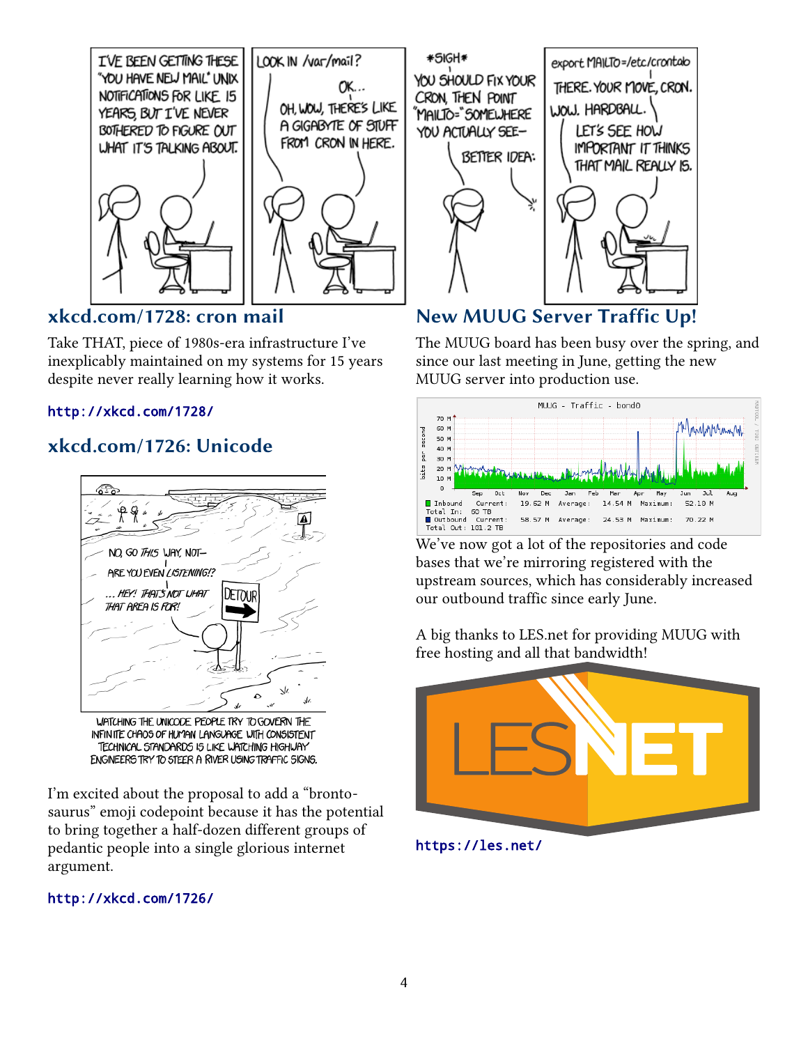## xkcd.com/1728: cron mail

Take THAT, piece of 1980s-era infrastructure I've inexplicably maintained on my systems for 15 years despite never really learning how it works.

http://xkcd.com/1728/

## xkcd.com/1726: Unicode

I'm excited about the proposal to add a "brontosaurus" emoji codepoint because it has the potential to bring together a half-dozen different groups of pedantic people into a single glorious internet argument.

http://xkcd.com/1726/

## New MUUG Server Traffic Up!

The MUUG board has been busy over the spring, and since our last meeting in June, getting the new MUUG server into production use.

MUUG - Traffic - bond0

Inbound Current: 19.62 M Average: 14.54 M Maximum: 52.10 M
Total In: 60 TB
Outbound Current: 58.57 M Average: 24.53 M Maximum: 70.22 M
Total Out: 101.2 TB

We've now got a lot of the repositories and code bases that we're mirroring registered with the upstream sources, which has considerably increased our outbound traffic since early June.

A big thanks to LES.net for providing MUUG with free hosting and all that bandwidth!

https://les.net/